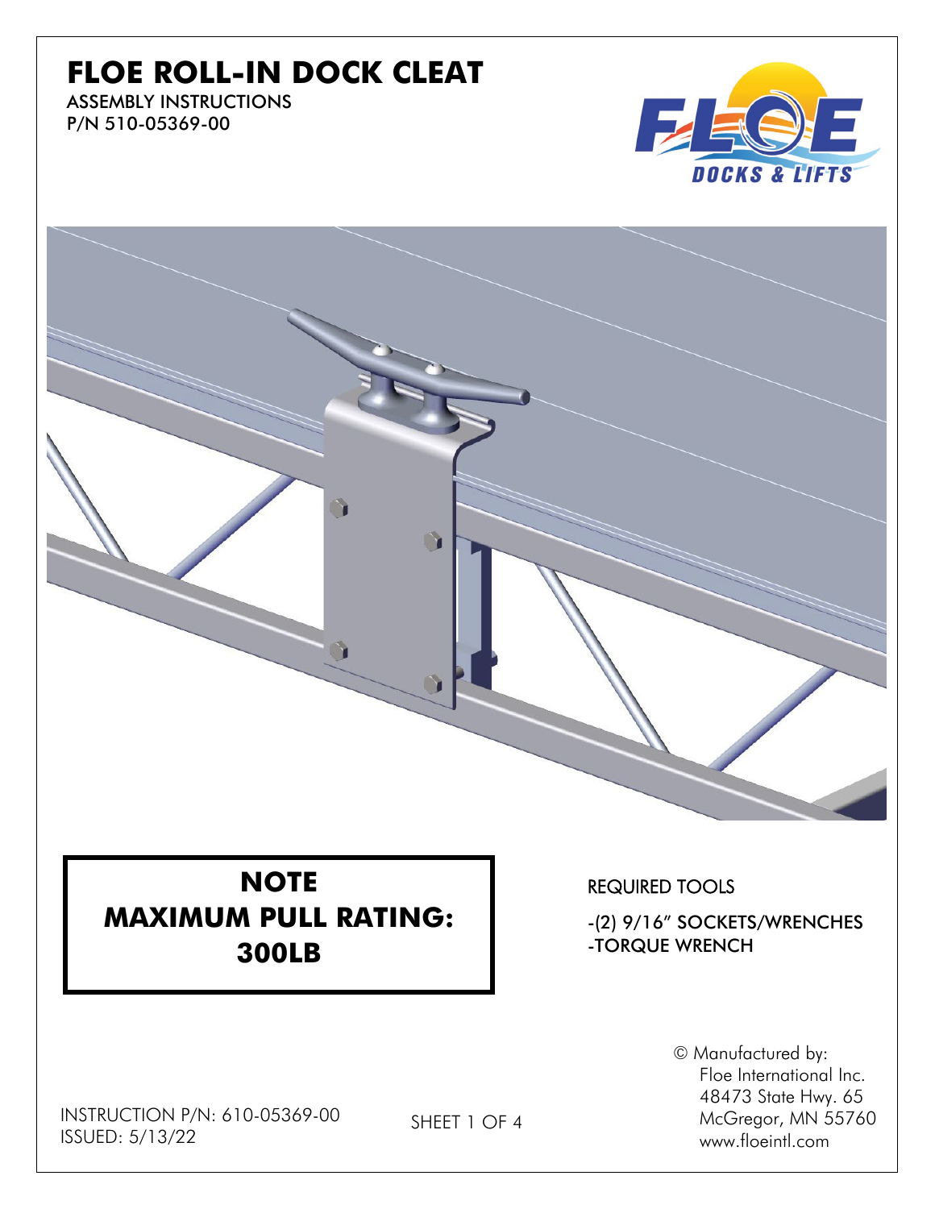# FLOE ROLL-IN DOCK CLEAT

ASSEMBLY INSTRUCTIONS
P/N 510-05369-00

**NOTE**
**MAXIMUM PULL RATING: 300LB**

REQUIRED TOOLS

- -(2) 9/16" SOCKETS/WRENCHES
- -TORQUE WRENCH

© Manufactured by:
Floe International Inc.
48473 State Hwy. 65
McGregor, MN 55760
www.floeintl.com

INSTRUCTION P/N: 610-05369-00
ISSUED: 5/13/22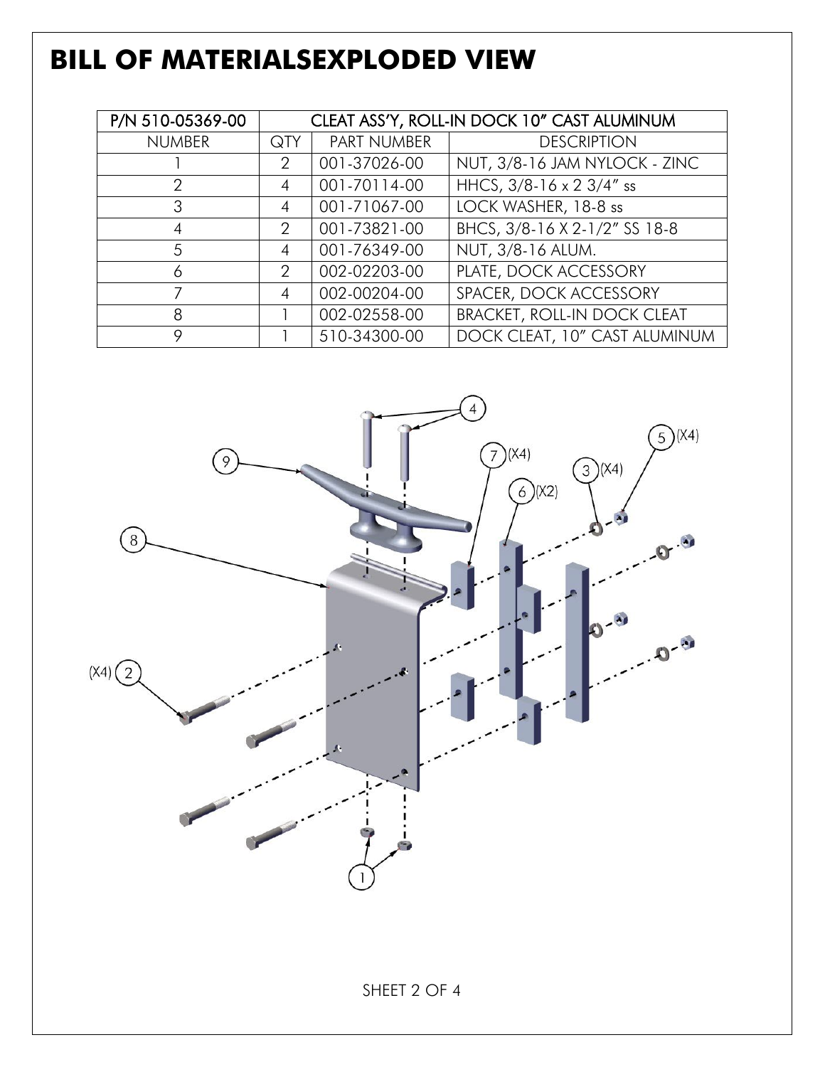# BILL OF MATERIALSEXPLODED VIEW

| P/N 510-05369-00 | CLEAT ASS'Y, ROLL-IN DOCK 10" CAST ALUMINUM | | |
|---|---|---|---|
| NUMBER | QTY | PART NUMBER | DESCRIPTION |
| 1 | 2 | 001-37026-00 | NUT, 3/8-16 JAM NYLOCK - ZINC |
| 2 | 4 | 001-70114-00 | HHCS, 3/8-16 x 2 3/4" ss |
| 3 | 4 | 001-71067-00 | LOCK WASHER, 18-8 ss |
| 4 | 2 | 001-73821-00 | BHCS, 3/8-16 X 2-1/2" SS 18-8 |
| 5 | 4 | 001-76349-00 | NUT, 3/8-16 ALUM. |
| 6 | 2 | 002-02203-00 | PLATE, DOCK ACCESSORY |
| 7 | 4 | 002-00204-00 | SPACER, DOCK ACCESSORY |
| 8 | 1 | 002-02558-00 | BRACKET, ROLL-IN DOCK CLEAT |
| 9 | 1 | 510-34300-00 | DOCK CLEAT, 10" CAST ALUMINUM |

4

9

5 (X4)

7 (X4)

3 (X4)

6 (X2)

8

(X4) 2

1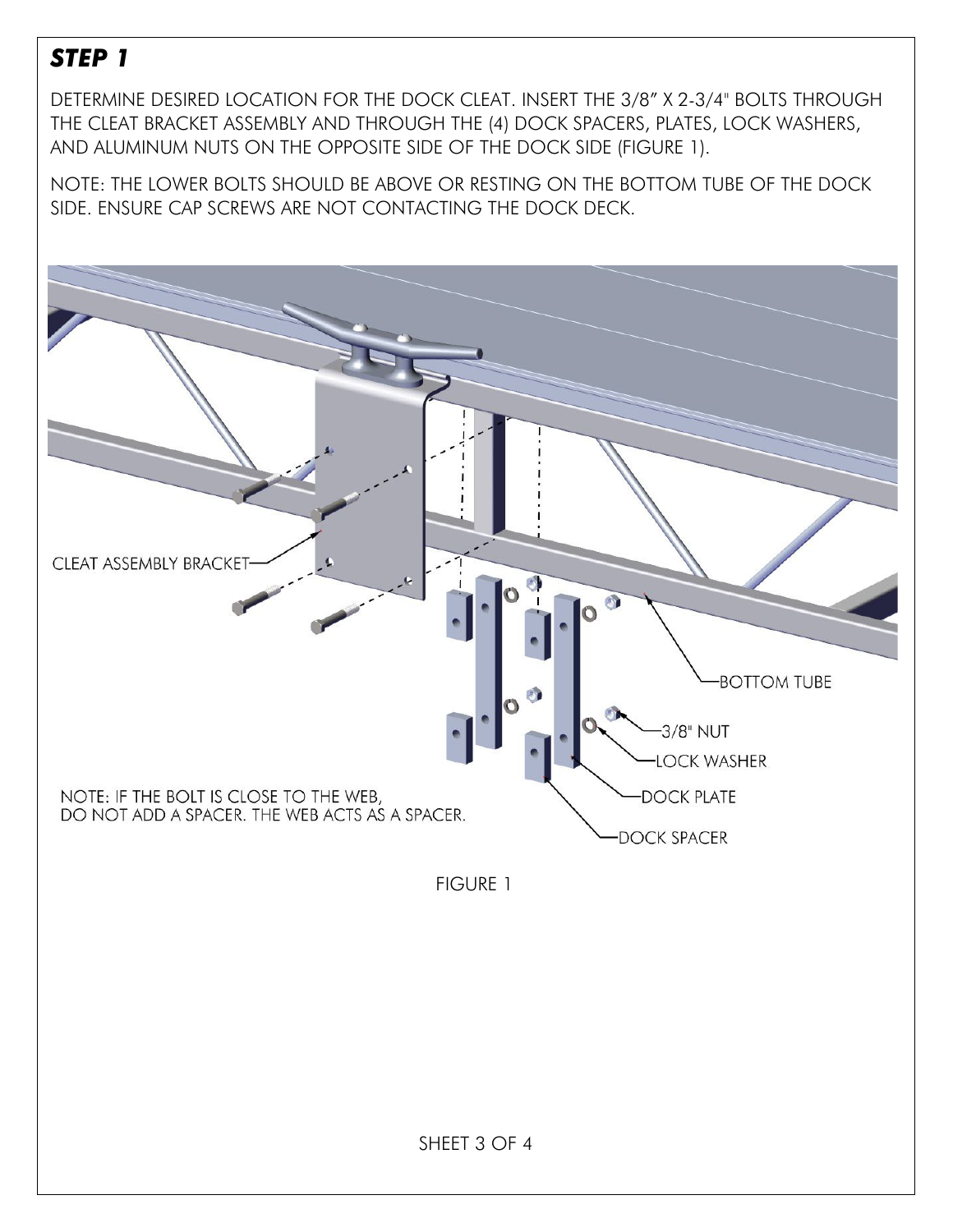## *STEP 1*

DETERMINE DESIRED LOCATION FOR THE DOCK CLEAT. INSERT THE 3/8" X 2-3/4" BOLTS THROUGH THE CLEAT BRACKET ASSEMBLY AND THROUGH THE (4) DOCK SPACERS, PLATES, LOCK WASHERS, AND ALUMINUM NUTS ON THE OPPOSITE SIDE OF THE DOCK SIDE (FIGURE 1).

NOTE: THE LOWER BOLTS SHOULD BE ABOVE OR RESTING ON THE BOTTOM TUBE OF THE DOCK SIDE. ENSURE CAP SCREWS ARE NOT CONTACTING THE DOCK DECK.

CLEAT ASSEMBLY BRACKET

BOTTOM TUBE

3/8" NUT

LOCK WASHER

DOCK PLATE

DOCK SPACER

NOTE: IF THE BOLT IS CLOSE TO THE WEB, DO NOT ADD A SPACER. THE WEB ACTS AS A SPACER.

FIGURE 1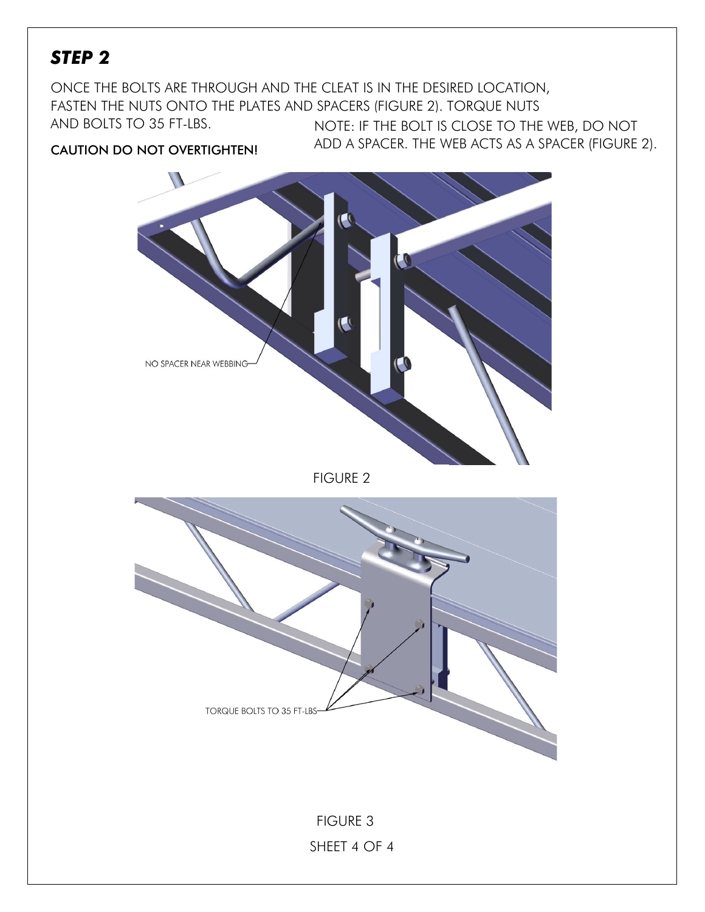## STEP 2

ONCE THE BOLTS ARE THROUGH AND THE CLEAT IS IN THE DESIRED LOCATION, FASTEN THE NUTS ONTO THE PLATES AND SPACERS (FIGURE 2). TORQUE NUTS AND BOLTS TO 35 FT-LBS.

**CAUTION DO NOT OVERTIGHTEN!**

NOTE: IF THE BOLT IS CLOSE TO THE WEB, DO NOT ADD A SPACER. THE WEB ACTS AS A SPACER (FIGURE 2).

NO SPACER NEAR WEBBING

FIGURE 2

TORQUE BOLTS TO 35 FT-LBS

FIGURE 3